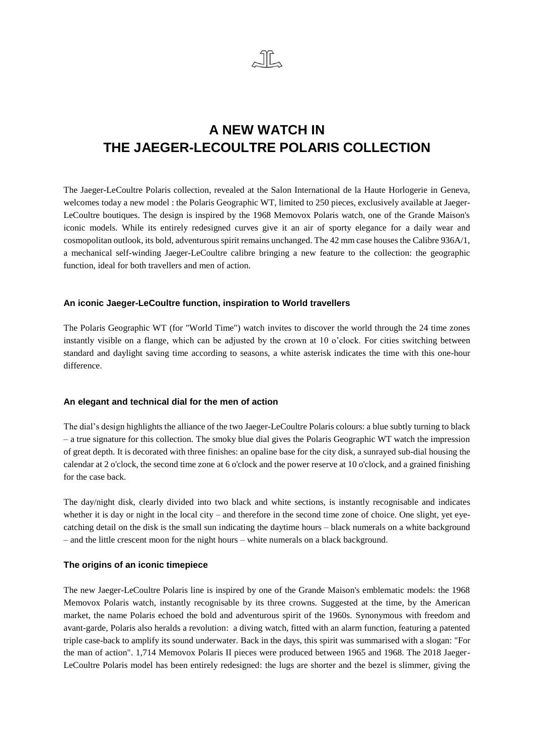# A NEW WATCH IN THE JAEGER-LECOULTRE POLARIS COLLECTION

The Jaeger-LeCoultre Polaris collection, revealed at the Salon International de la Haute Horlogerie in Geneva, welcomes today a new model : the Polaris Geographic WT, limited to 250 pieces, exclusively available at Jaeger-LeCoultre boutiques. The design is inspired by the 1968 Memovox Polaris watch, one of the Grande Maison's iconic models. While its entirely redesigned curves give it an air of sporty elegance for a daily wear and cosmopolitan outlook, its bold, adventurous spirit remains unchanged. The 42 mm case houses the Calibre 936A/1, a mechanical self-winding Jaeger-LeCoultre calibre bringing a new feature to the collection: the geographic function, ideal for both travellers and men of action.

### An iconic Jaeger-LeCoultre function, inspiration to World travellers

The Polaris Geographic WT (for "World Time") watch invites to discover the world through the 24 time zones instantly visible on a flange, which can be adjusted by the crown at 10 o'clock. For cities switching between standard and daylight saving time according to seasons, a white asterisk indicates the time with this one-hour difference.

### An elegant and technical dial for the men of action

The dial's design highlights the alliance of the two Jaeger-LeCoultre Polaris colours: a blue subtly turning to black – a true signature for this collection. The smoky blue dial gives the Polaris Geographic WT watch the impression of great depth. It is decorated with three finishes: an opaline base for the city disk, a sunrayed sub-dial housing the calendar at 2 o'clock, the second time zone at 6 o'clock and the power reserve at 10 o'clock, and a grained finishing for the case back.

The day/night disk, clearly divided into two black and white sections, is instantly recognisable and indicates whether it is day or night in the local city – and therefore in the second time zone of choice. One slight, yet eye-catching detail on the disk is the small sun indicating the daytime hours – black numerals on a white background – and the little crescent moon for the night hours – white numerals on a black background.

### The origins of an iconic timepiece

The new Jaeger-LeCoultre Polaris line is inspired by one of the Grande Maison's emblematic models: the 1968 Memovox Polaris watch, instantly recognisable by its three crowns. Suggested at the time, by the American market, the name Polaris echoed the bold and adventurous spirit of the 1960s. Synonymous with freedom and avant-garde, Polaris also heralds a revolution: a diving watch, fitted with an alarm function, featuring a patented triple case-back to amplify its sound underwater. Back in the days, this spirit was summarised with a slogan: "For the man of action". 1,714 Memovox Polaris II pieces were produced between 1965 and 1968. The 2018 Jaeger-LeCoultre Polaris model has been entirely redesigned: the lugs are shorter and the bezel is slimmer, giving the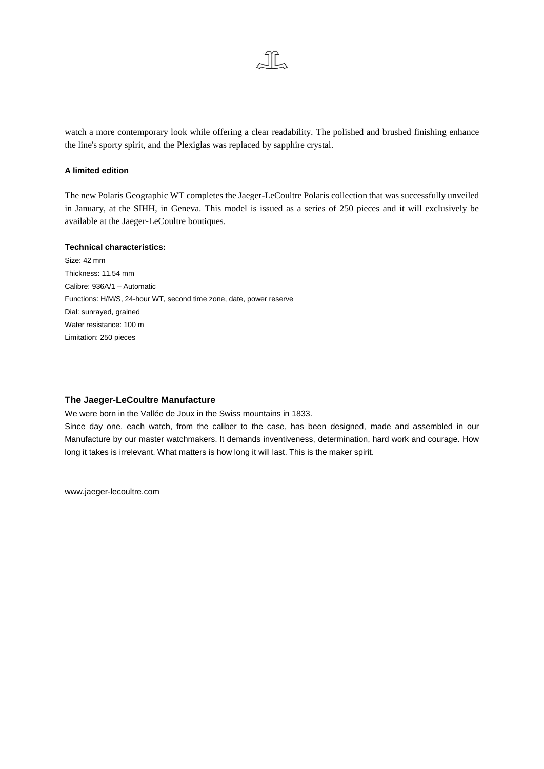watch a more contemporary look while offering a clear readability. The polished and brushed finishing enhance the line's sporty spirit, and the Plexiglas was replaced by sapphire crystal.

**A limited edition**

The new Polaris Geographic WT completes the Jaeger-LeCoultre Polaris collection that was successfully unveiled in January, at the SIHH, in Geneva. This model is issued as a series of 250 pieces and it will exclusively be available at the Jaeger-LeCoultre boutiques.

**Technical characteristics:**

Size: 42 mm
Thickness: 11.54 mm
Calibre: 936A/1 – Automatic
Functions: H/M/S, 24-hour WT, second time zone, date, power reserve
Dial: sunrayed, grained
Water resistance: 100 m
Limitation: 250 pieces

---

### The Jaeger-LeCoultre Manufacture

We were born in the Vallée de Joux in the Swiss mountains in 1833.
Since day one, each watch, from the caliber to the case, has been designed, made and assembled in our Manufacture by our master watchmakers. It demands inventiveness, determination, hard work and courage. How long it takes is irrelevant. What matters is how long it will last. This is the maker spirit.

---

www.jaeger-lecoultre.com